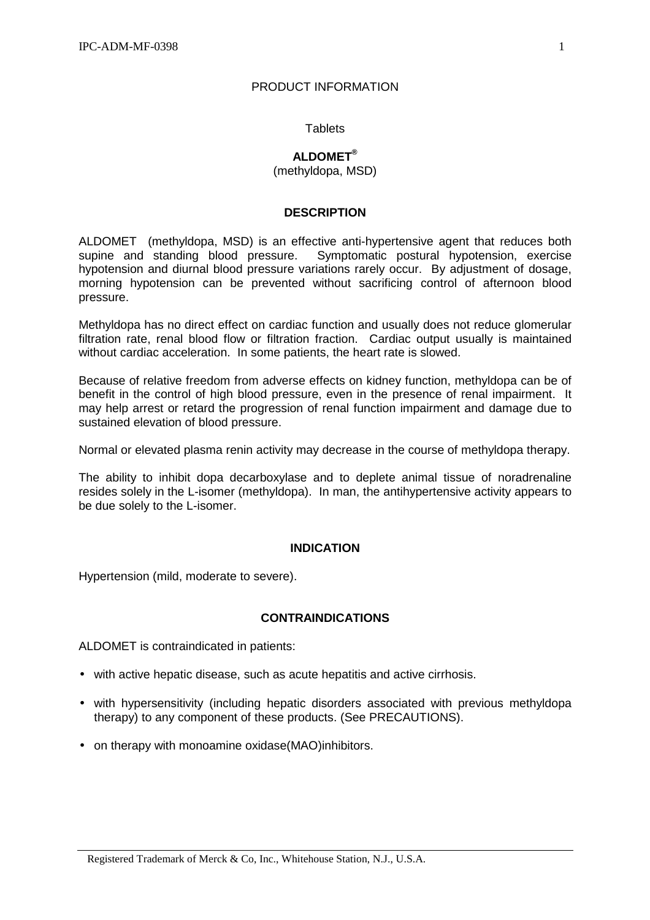PRODUCT INFORMATION

Tablets

**ALDOMET®**

(methyldopa, MSD)

## DESCRIPTION

ALDOMET (methyldopa, MSD) is an effective anti-hypertensive agent that reduces both supine and standing blood pressure. Symptomatic postural hypotension, exercise hypotension and diurnal blood pressure variations rarely occur. By adjustment of dosage, morning hypotension can be prevented without sacrificing control of afternoon blood pressure.

Methyldopa has no direct effect on cardiac function and usually does not reduce glomerular filtration rate, renal blood flow or filtration fraction. Cardiac output usually is maintained without cardiac acceleration. In some patients, the heart rate is slowed.

Because of relative freedom from adverse effects on kidney function, methyldopa can be of benefit in the control of high blood pressure, even in the presence of renal impairment. It may help arrest or retard the progression of renal function impairment and damage due to sustained elevation of blood pressure.

Normal or elevated plasma renin activity may decrease in the course of methyldopa therapy.

The ability to inhibit dopa decarboxylase and to deplete animal tissue of noradrenaline resides solely in the L-isomer (methyldopa). In man, the antihypertensive activity appears to be due solely to the L-isomer.

## INDICATION

Hypertension (mild, moderate to severe).

## CONTRAINDICATIONS

ALDOMET is contraindicated in patients:

- with active hepatic disease, such as acute hepatitis and active cirrhosis.
- with hypersensitivity (including hepatic disorders associated with previous methyldopa therapy) to any component of these products. (See PRECAUTIONS).
- on therapy with monoamine oxidase(MAO)inhibitors.

Registered Trademark of Merck & Co, Inc., Whitehouse Station, N.J., U.S.A.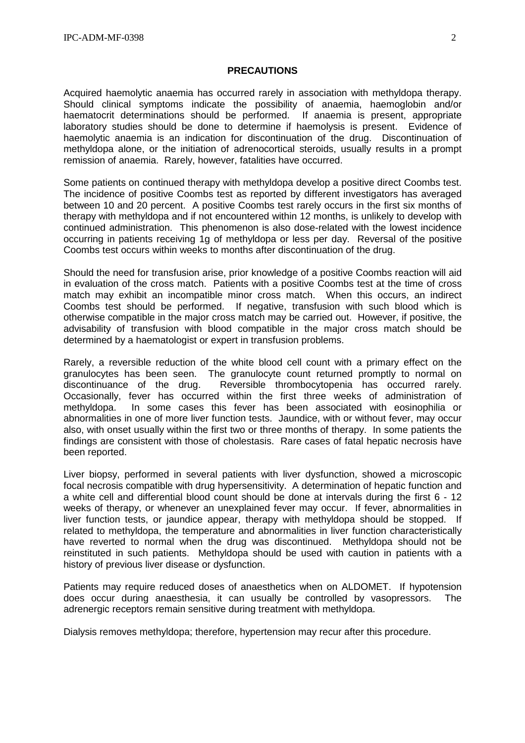## PRECAUTIONS

Acquired haemolytic anaemia has occurred rarely in association with methyldopa therapy. Should clinical symptoms indicate the possibility of anaemia, haemoglobin and/or haematocrit determinations should be performed. If anaemia is present, appropriate laboratory studies should be done to determine if haemolysis is present. Evidence of haemolytic anaemia is an indication for discontinuation of the drug. Discontinuation of methyldopa alone, or the initiation of adrenocortical steroids, usually results in a prompt remission of anaemia. Rarely, however, fatalities have occurred.

Some patients on continued therapy with methyldopa develop a positive direct Coombs test. The incidence of positive Coombs test as reported by different investigators has averaged between 10 and 20 percent. A positive Coombs test rarely occurs in the first six months of therapy with methyldopa and if not encountered within 12 months, is unlikely to develop with continued administration. This phenomenon is also dose-related with the lowest incidence occurring in patients receiving 1g of methyldopa or less per day. Reversal of the positive Coombs test occurs within weeks to months after discontinuation of the drug.

Should the need for transfusion arise, prior knowledge of a positive Coombs reaction will aid in evaluation of the cross match. Patients with a positive Coombs test at the time of cross match may exhibit an incompatible minor cross match. When this occurs, an indirect Coombs test should be performed. If negative, transfusion with such blood which is otherwise compatible in the major cross match may be carried out. However, if positive, the advisability of transfusion with blood compatible in the major cross match should be determined by a haematologist or expert in transfusion problems.

Rarely, a reversible reduction of the white blood cell count with a primary effect on the granulocytes has been seen. The granulocyte count returned promptly to normal on discontinuance of the drug. Reversible thrombocytopenia has occurred rarely. Occasionally, fever has occurred within the first three weeks of administration of methyldopa. In some cases this fever has been associated with eosinophilia or abnormalities in one of more liver function tests. Jaundice, with or without fever, may occur also, with onset usually within the first two or three months of therapy. In some patients the findings are consistent with those of cholestasis. Rare cases of fatal hepatic necrosis have been reported.

Liver biopsy, performed in several patients with liver dysfunction, showed a microscopic focal necrosis compatible with drug hypersensitivity. A determination of hepatic function and a white cell and differential blood count should be done at intervals during the first 6 - 12 weeks of therapy, or whenever an unexplained fever may occur. If fever, abnormalities in liver function tests, or jaundice appear, therapy with methyldopa should be stopped. If related to methyldopa, the temperature and abnormalities in liver function characteristically have reverted to normal when the drug was discontinued. Methyldopa should not be reinstituted in such patients. Methyldopa should be used with caution in patients with a history of previous liver disease or dysfunction.

Patients may require reduced doses of anaesthetics when on ALDOMET. If hypotension does occur during anaesthesia, it can usually be controlled by vasopressors. The adrenergic receptors remain sensitive during treatment with methyldopa.

Dialysis removes methyldopa; therefore, hypertension may recur after this procedure.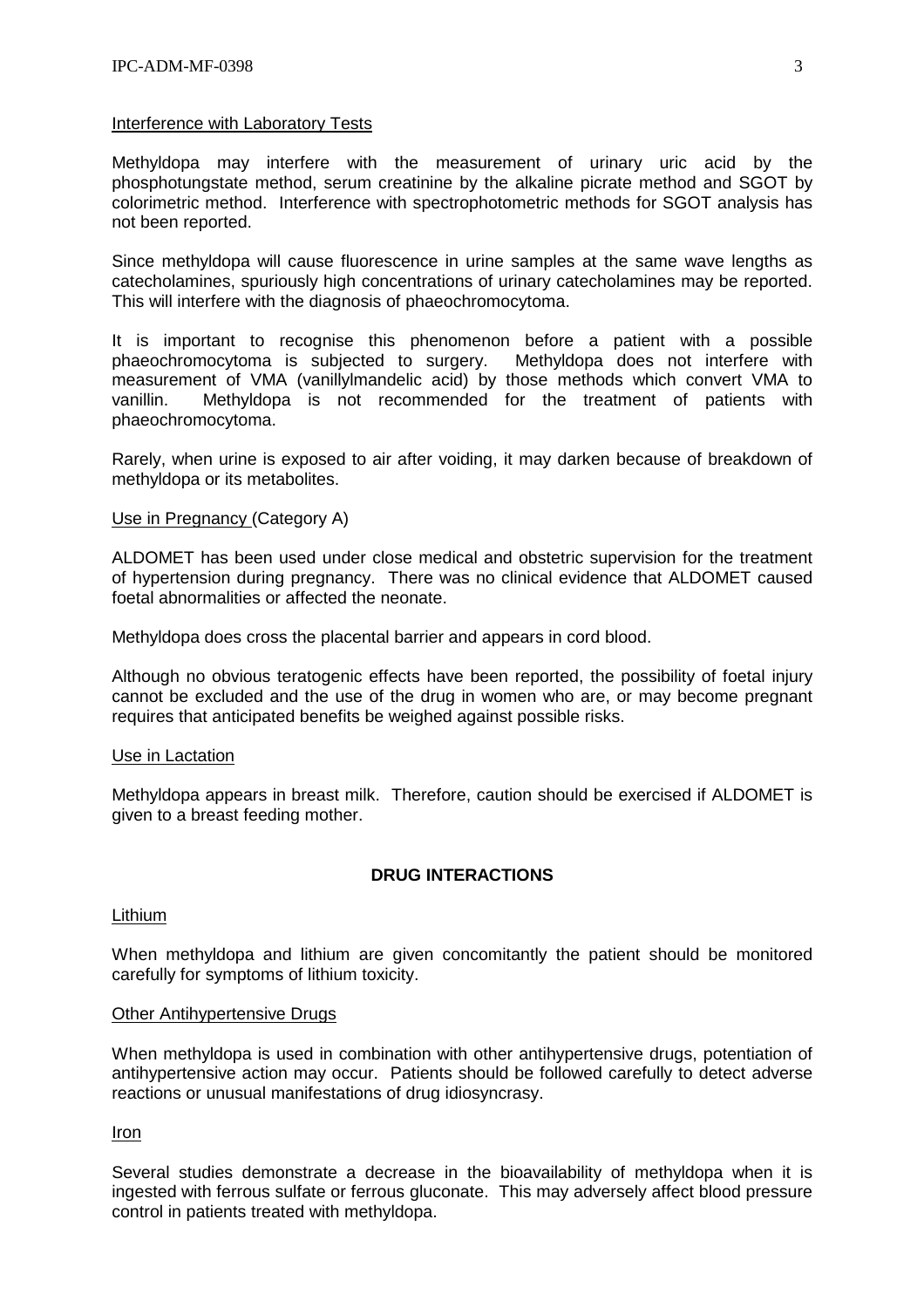Interference with Laboratory Tests

Methyldopa may interfere with the measurement of urinary uric acid by the phosphotungstate method, serum creatinine by the alkaline picrate method and SGOT by colorimetric method. Interference with spectrophotometric methods for SGOT analysis has not been reported.

Since methyldopa will cause fluorescence in urine samples at the same wave lengths as catecholamines, spuriously high concentrations of urinary catecholamines may be reported. This will interfere with the diagnosis of phaeochromocytoma.

It is important to recognise this phenomenon before a patient with a possible phaeochromocytoma is subjected to surgery. Methyldopa does not interfere with measurement of VMA (vanillylmandelic acid) by those methods which convert VMA to vanillin. Methyldopa is not recommended for the treatment of patients with phaeochromocytoma.

Rarely, when urine is exposed to air after voiding, it may darken because of breakdown of methyldopa or its metabolites.

Use in Pregnancy (Category A)

ALDOMET has been used under close medical and obstetric supervision for the treatment of hypertension during pregnancy. There was no clinical evidence that ALDOMET caused foetal abnormalities or affected the neonate.

Methyldopa does cross the placental barrier and appears in cord blood.

Although no obvious teratogenic effects have been reported, the possibility of foetal injury cannot be excluded and the use of the drug in women who are, or may become pregnant requires that anticipated benefits be weighed against possible risks.

Use in Lactation

Methyldopa appears in breast milk. Therefore, caution should be exercised if ALDOMET is given to a breast feeding mother.

## DRUG INTERACTIONS

Lithium

When methyldopa and lithium are given concomitantly the patient should be monitored carefully for symptoms of lithium toxicity.

Other Antihypertensive Drugs

When methyldopa is used in combination with other antihypertensive drugs, potentiation of antihypertensive action may occur. Patients should be followed carefully to detect adverse reactions or unusual manifestations of drug idiosyncrasy.

Iron

Several studies demonstrate a decrease in the bioavailability of methyldopa when it is ingested with ferrous sulfate or ferrous gluconate. This may adversely affect blood pressure control in patients treated with methyldopa.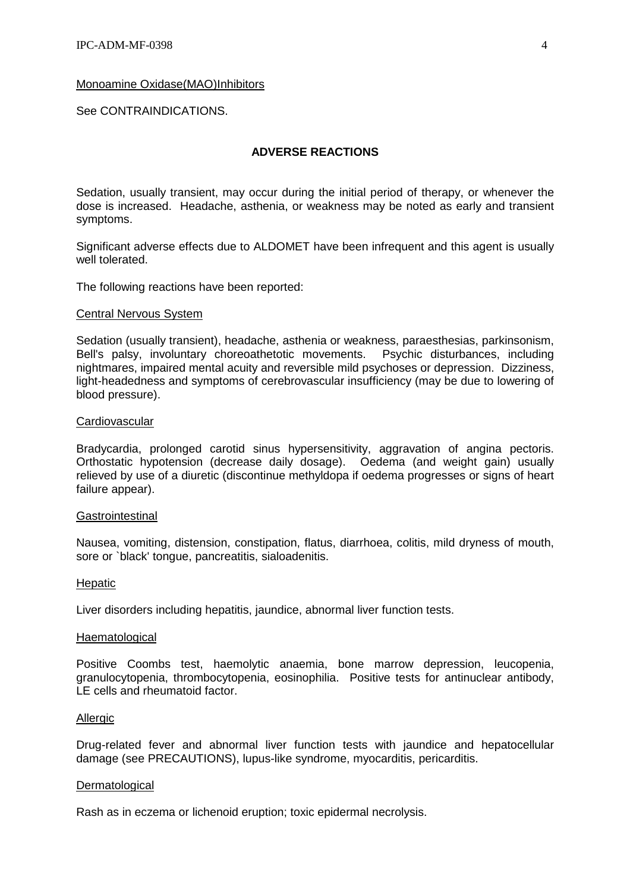Monoamine Oxidase(MAO)Inhibitors

See CONTRAINDICATIONS.

## ADVERSE REACTIONS

Sedation, usually transient, may occur during the initial period of therapy, or whenever the dose is increased. Headache, asthenia, or weakness may be noted as early and transient symptoms.

Significant adverse effects due to ALDOMET have been infrequent and this agent is usually well tolerated.

The following reactions have been reported:

### Central Nervous System

Sedation (usually transient), headache, asthenia or weakness, paraesthesias, parkinsonism, Bell's palsy, involuntary choreoathetotic movements. Psychic disturbances, including nightmares, impaired mental acuity and reversible mild psychoses or depression. Dizziness, light-headedness and symptoms of cerebrovascular insufficiency (may be due to lowering of blood pressure).

### Cardiovascular

Bradycardia, prolonged carotid sinus hypersensitivity, aggravation of angina pectoris. Orthostatic hypotension (decrease daily dosage). Oedema (and weight gain) usually relieved by use of a diuretic (discontinue methyldopa if oedema progresses or signs of heart failure appear).

### Gastrointestinal

Nausea, vomiting, distension, constipation, flatus, diarrhoea, colitis, mild dryness of mouth, sore or `black' tongue, pancreatitis, sialoadenitis.

### Hepatic

Liver disorders including hepatitis, jaundice, abnormal liver function tests.

### Haematological

Positive Coombs test, haemolytic anaemia, bone marrow depression, leucopenia, granulocytopenia, thrombocytopenia, eosinophilia. Positive tests for antinuclear antibody, LE cells and rheumatoid factor.

### Allergic

Drug-related fever and abnormal liver function tests with jaundice and hepatocellular damage (see PRECAUTIONS), lupus-like syndrome, myocarditis, pericarditis.

### Dermatological

Rash as in eczema or lichenoid eruption; toxic epidermal necrolysis.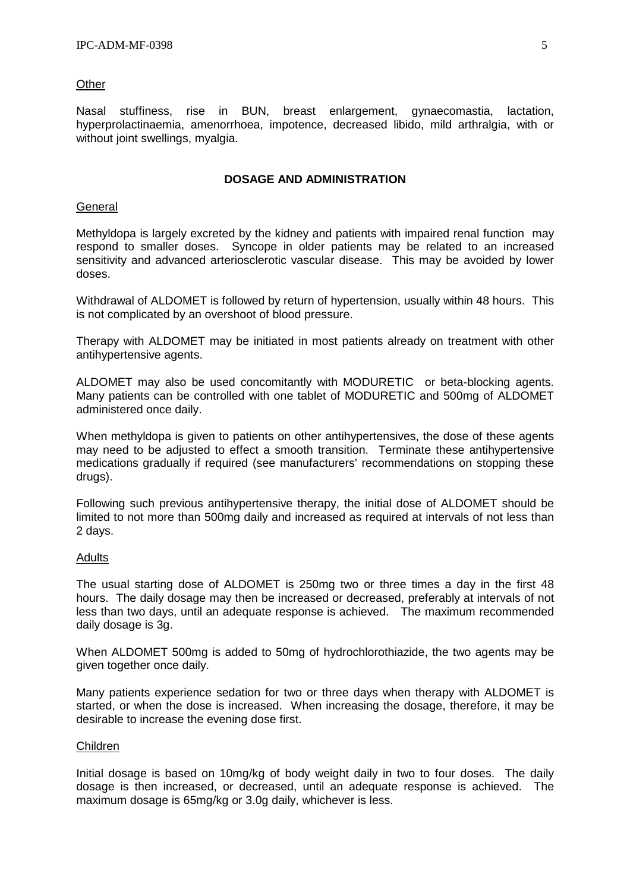### Other

Nasal stuffiness, rise in BUN, breast enlargement, gynaecomastia, lactation, hyperprolactinaemia, amenorrhoea, impotence, decreased libido, mild arthralgia, with or without joint swellings, myalgia.

## DOSAGE AND ADMINISTRATION

### General

Methyldopa is largely excreted by the kidney and patients with impaired renal function may respond to smaller doses. Syncope in older patients may be related to an increased sensitivity and advanced arteriosclerotic vascular disease. This may be avoided by lower doses.

Withdrawal of ALDOMET is followed by return of hypertension, usually within 48 hours. This is not complicated by an overshoot of blood pressure.

Therapy with ALDOMET may be initiated in most patients already on treatment with other antihypertensive agents.

ALDOMET may also be used concomitantly with MODURETIC or beta-blocking agents. Many patients can be controlled with one tablet of MODURETIC and 500mg of ALDOMET administered once daily.

When methyldopa is given to patients on other antihypertensives, the dose of these agents may need to be adjusted to effect a smooth transition. Terminate these antihypertensive medications gradually if required (see manufacturers' recommendations on stopping these drugs).

Following such previous antihypertensive therapy, the initial dose of ALDOMET should be limited to not more than 500mg daily and increased as required at intervals of not less than 2 days.

### Adults

The usual starting dose of ALDOMET is 250mg two or three times a day in the first 48 hours. The daily dosage may then be increased or decreased, preferably at intervals of not less than two days, until an adequate response is achieved. The maximum recommended daily dosage is 3g.

When ALDOMET 500mg is added to 50mg of hydrochlorothiazide, the two agents may be given together once daily.

Many patients experience sedation for two or three days when therapy with ALDOMET is started, or when the dose is increased. When increasing the dosage, therefore, it may be desirable to increase the evening dose first.

### Children

Initial dosage is based on 10mg/kg of body weight daily in two to four doses. The daily dosage is then increased, or decreased, until an adequate response is achieved. The maximum dosage is 65mg/kg or 3.0g daily, whichever is less.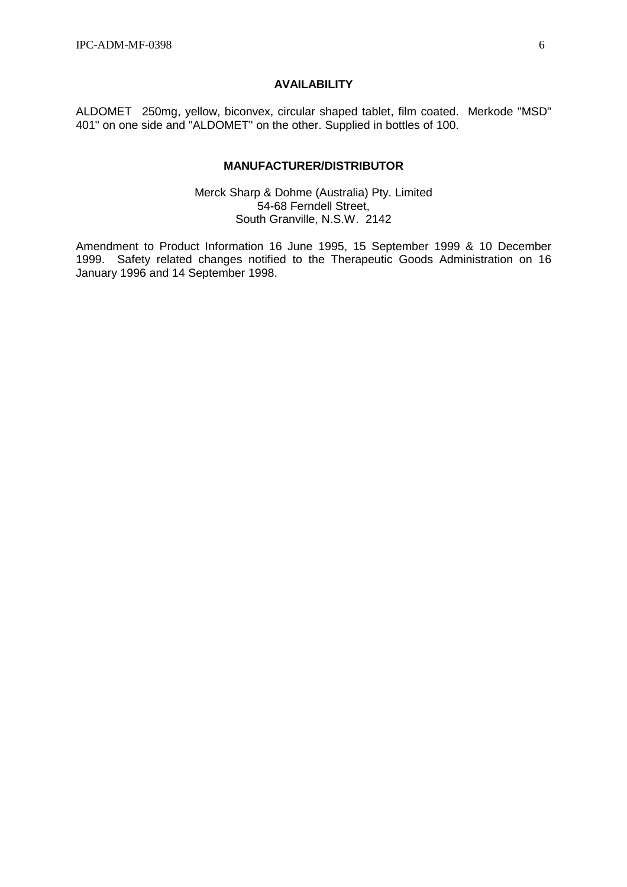## AVAILABILITY

ALDOMET 250mg, yellow, biconvex, circular shaped tablet, film coated. Merkode "MSD" 401" on one side and "ALDOMET" on the other. Supplied in bottles of 100.

## MANUFACTURER/DISTRIBUTOR

Merck Sharp & Dohme (Australia) Pty. Limited
54-68 Ferndell Street,
South Granville, N.S.W. 2142

Amendment to Product Information 16 June 1995, 15 September 1999 & 10 December 1999. Safety related changes notified to the Therapeutic Goods Administration on 16 January 1996 and 14 September 1998.